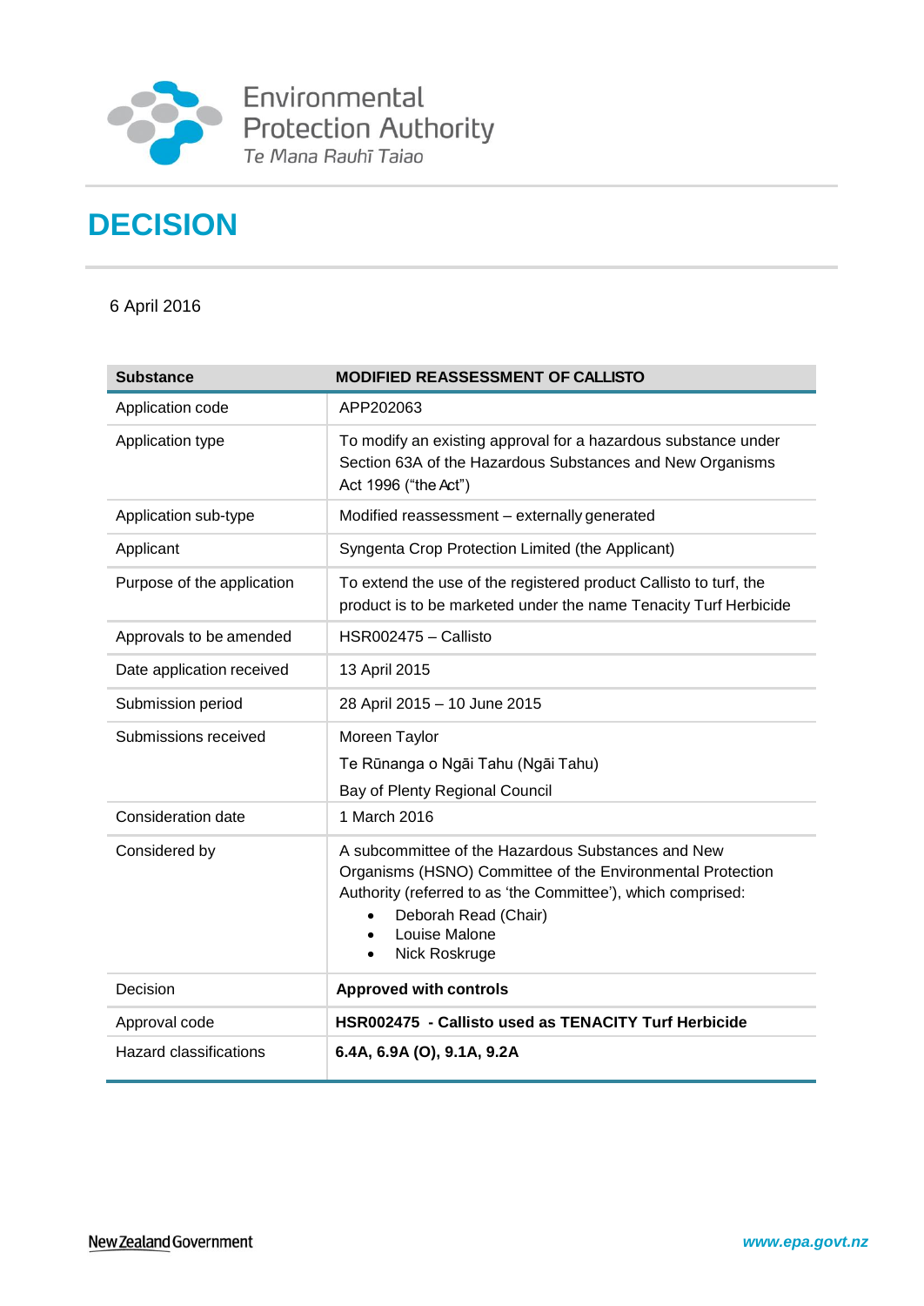Environmental Protection Authority
*Te Mana Rauhī Taiao*

# DECISION

6 April 2016

| Substance | MODIFIED REASSESSMENT OF CALLISTO |
|---|---|
| Application code | APP202063 |
| Application type | To modify an existing approval for a hazardous substance under Section 63A of the Hazardous Substances and New Organisms Act 1996 ("the Act") |
| Application sub-type | Modified reassessment – externally generated |
| Applicant | Syngenta Crop Protection Limited (the Applicant) |
| Purpose of the application | To extend the use of the registered product Callisto to turf, the product is to be marketed under the name Tenacity Turf Herbicide |
| Approvals to be amended | HSR002475 – Callisto |
| Date application received | 13 April 2015 |
| Submission period | 28 April 2015 – 10 June 2015 |
| Submissions received | Moreen Taylor<br>Te Rūnanga o Ngāi Tahu (Ngāi Tahu)<br>Bay of Plenty Regional Council |
| Consideration date | 1 March 2016 |
| Considered by | A subcommittee of the Hazardous Substances and New Organisms (HSNO) Committee of the Environmental Protection Authority (referred to as 'the Committee'), which comprised:<br>• Deborah Read (Chair)<br>• Louise Malone<br>• Nick Roskruge |
| Decision | **Approved with controls** |
| Approval code | **HSR002475 - Callisto used as TENACITY Turf Herbicide** |
| Hazard classifications | **6.4A, 6.9A (O), 9.1A, 9.2A** |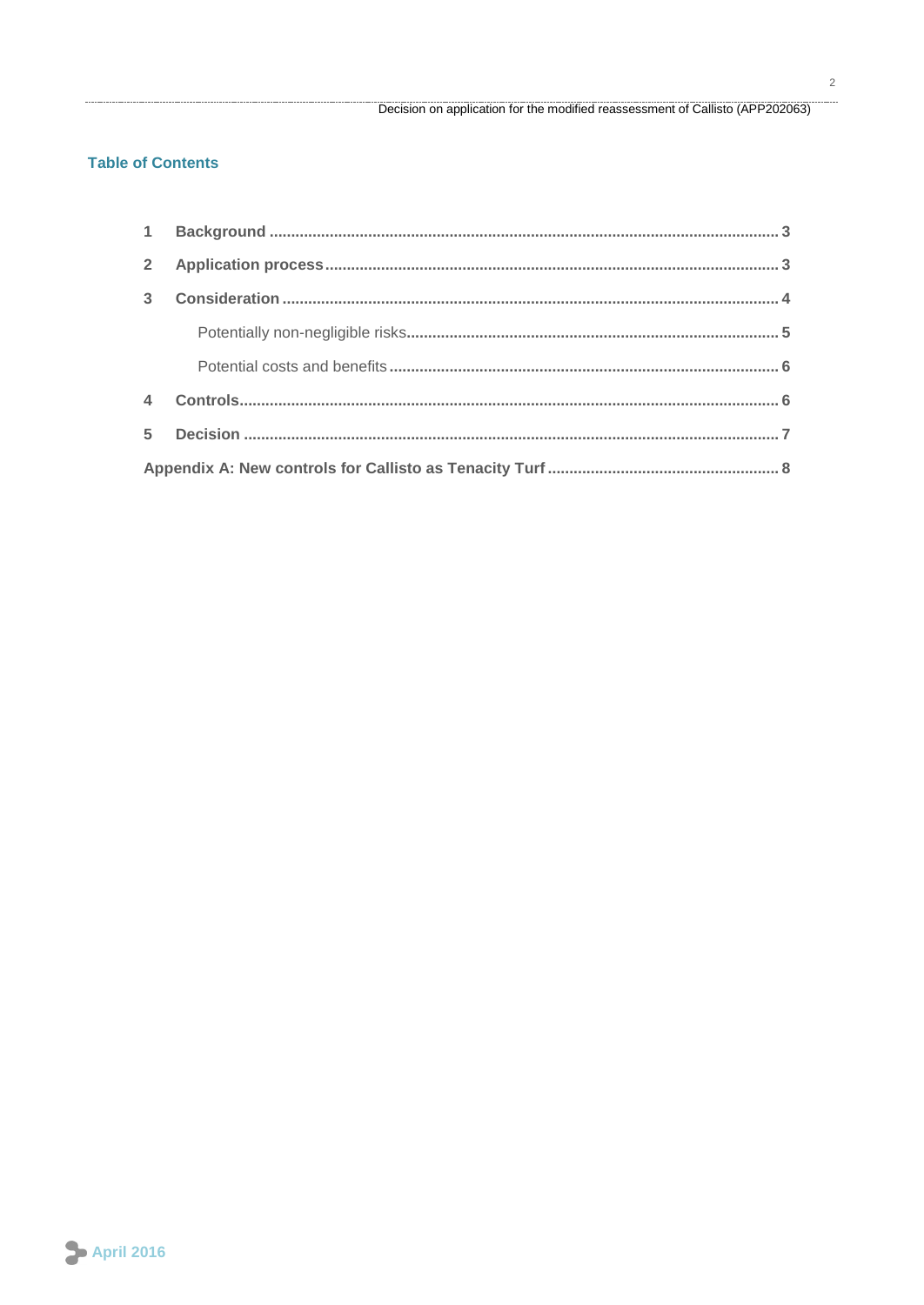## Table of Contents

1 Background ..... 3
2 Application process ..... 3
3 Consideration ..... 4
  Potentially non-negligible risks ..... 5
  Potential costs and benefits ..... 6
4 Controls ..... 6
5 Decision ..... 7
Appendix A: New controls for Callisto as Tenacity Turf ..... 8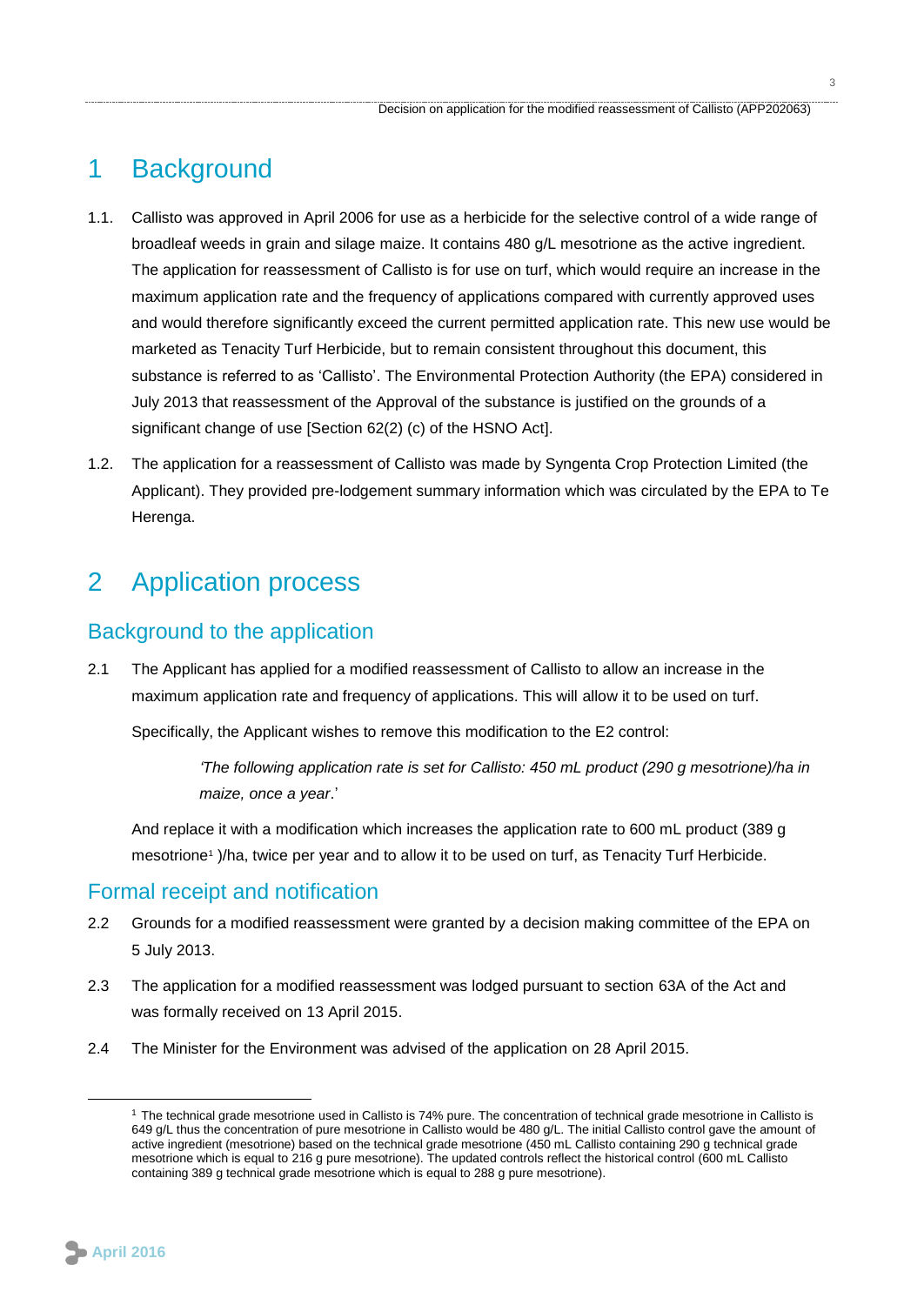# 1 Background

1.1. Callisto was approved in April 2006 for use as a herbicide for the selective control of a wide range of broadleaf weeds in grain and silage maize. It contains 480 g/L mesotrione as the active ingredient. The application for reassessment of Callisto is for use on turf, which would require an increase in the maximum application rate and the frequency of applications compared with currently approved uses and would therefore significantly exceed the current permitted application rate. This new use would be marketed as Tenacity Turf Herbicide, but to remain consistent throughout this document, this substance is referred to as 'Callisto'. The Environmental Protection Authority (the EPA) considered in July 2013 that reassessment of the Approval of the substance is justified on the grounds of a significant change of use [Section 62(2) (c) of the HSNO Act].

1.2. The application for a reassessment of Callisto was made by Syngenta Crop Protection Limited (the Applicant). They provided pre-lodgement summary information which was circulated by the EPA to Te Herenga.

# 2 Application process

## Background to the application

2.1 The Applicant has applied for a modified reassessment of Callisto to allow an increase in the maximum application rate and frequency of applications. This will allow it to be used on turf.

Specifically, the Applicant wishes to remove this modification to the E2 control:

> *'The following application rate is set for Callisto: 450 mL product (290 g mesotrione)/ha in maize, once a year.'*

And replace it with a modification which increases the application rate to 600 mL product (389 g mesotrione[1] )/ha, twice per year and to allow it to be used on turf, as Tenacity Turf Herbicide.

## Formal receipt and notification

2.2 Grounds for a modified reassessment were granted by a decision making committee of the EPA on 5 July 2013.

2.3 The application for a modified reassessment was lodged pursuant to section 63A of the Act and was formally received on 13 April 2015.

2.4 The Minister for the Environment was advised of the application on 28 April 2015.

---

[1] The technical grade mesotrione used in Callisto is 74% pure. The concentration of technical grade mesotrione in Callisto is 649 g/L thus the concentration of pure mesotrione in Callisto would be 480 g/L. The initial Callisto control gave the amount of active ingredient (mesotrione) based on the technical grade mesotrione (450 mL Callisto containing 290 g technical grade mesotrione which is equal to 216 g pure mesotrione). The updated controls reflect the historical control (600 mL Callisto containing 389 g technical grade mesotrione which is equal to 288 g pure mesotrione).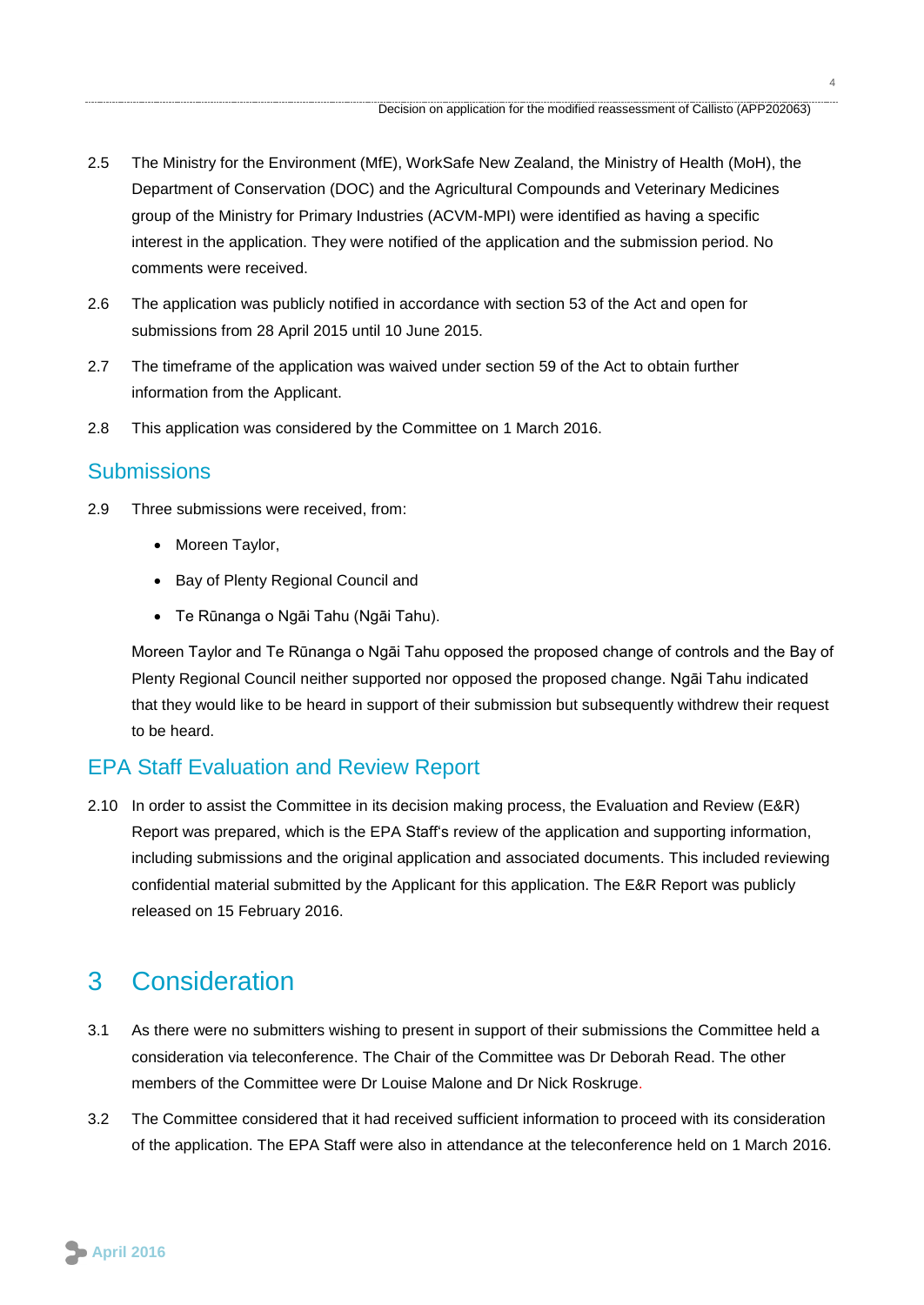2.5 The Ministry for the Environment (MfE), WorkSafe New Zealand, the Ministry of Health (MoH), the Department of Conservation (DOC) and the Agricultural Compounds and Veterinary Medicines group of the Ministry for Primary Industries (ACVM-MPI) were identified as having a specific interest in the application. They were notified of the application and the submission period. No comments were received.

2.6 The application was publicly notified in accordance with section 53 of the Act and open for submissions from 28 April 2015 until 10 June 2015.

2.7 The timeframe of the application was waived under section 59 of the Act to obtain further information from the Applicant.

2.8 This application was considered by the Committee on 1 March 2016.

## Submissions

2.9 Three submissions were received, from:

- Moreen Taylor,
- Bay of Plenty Regional Council and
- Te Rūnanga o Ngāi Tahu (Ngāi Tahu).

Moreen Taylor and Te Rūnanga o Ngāi Tahu opposed the proposed change of controls and the Bay of Plenty Regional Council neither supported nor opposed the proposed change. Ngāi Tahu indicated that they would like to be heard in support of their submission but subsequently withdrew their request to be heard.

## EPA Staff Evaluation and Review Report

2.10 In order to assist the Committee in its decision making process, the Evaluation and Review (E&R) Report was prepared, which is the EPA Staff's review of the application and supporting information, including submissions and the original application and associated documents. This included reviewing confidential material submitted by the Applicant for this application. The E&R Report was publicly released on 15 February 2016.

# 3 Consideration

3.1 As there were no submitters wishing to present in support of their submissions the Committee held a consideration via teleconference. The Chair of the Committee was Dr Deborah Read. The other members of the Committee were Dr Louise Malone and Dr Nick Roskruge.

3.2 The Committee considered that it had received sufficient information to proceed with its consideration of the application. The EPA Staff were also in attendance at the teleconference held on 1 March 2016.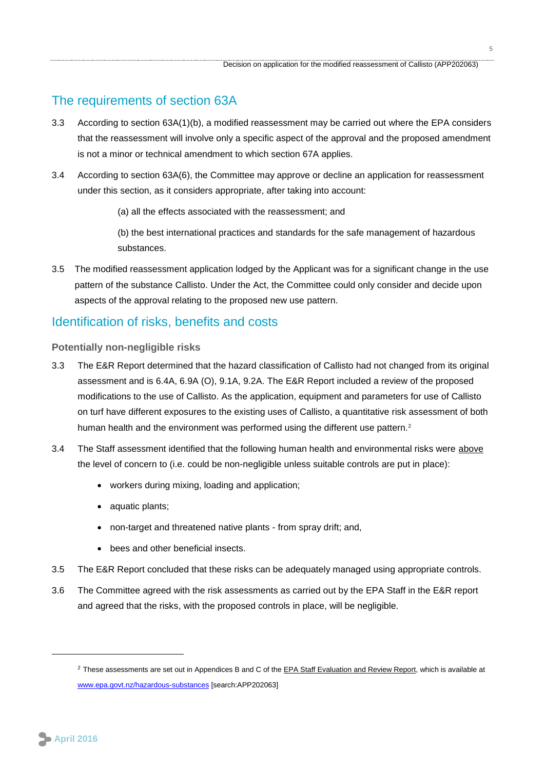## The requirements of section 63A

3.3 According to section 63A(1)(b), a modified reassessment may be carried out where the EPA considers that the reassessment will involve only a specific aspect of the approval and the proposed amendment is not a minor or technical amendment to which section 67A applies.

3.4 According to section 63A(6), the Committee may approve or decline an application for reassessment under this section, as it considers appropriate, after taking into account:

> (a) all the effects associated with the reassessment; and
>
> (b) the best international practices and standards for the safe management of hazardous substances.

3.5 The modified reassessment application lodged by the Applicant was for a significant change in the use pattern of the substance Callisto. Under the Act, the Committee could only consider and decide upon aspects of the approval relating to the proposed new use pattern.

## Identification of risks, benefits and costs

### Potentially non-negligible risks

3.3 The E&R Report determined that the hazard classification of Callisto had not changed from its original assessment and is 6.4A, 6.9A (O), 9.1A, 9.2A. The E&R Report included a review of the proposed modifications to the use of Callisto. As the application, equipment and parameters for use of Callisto on turf have different exposures to the existing uses of Callisto, a quantitative risk assessment of both human health and the environment was performed using the different use pattern.[2]

3.4 The Staff assessment identified that the following human health and environmental risks were above the level of concern to (i.e. could be non-negligible unless suitable controls are put in place):

- workers during mixing, loading and application;
- aquatic plants;
- non-target and threatened native plants - from spray drift; and,
- bees and other beneficial insects.

3.5 The E&R Report concluded that these risks can be adequately managed using appropriate controls.

3.6 The Committee agreed with the risk assessments as carried out by the EPA Staff in the E&R report and agreed that the risks, with the proposed controls in place, will be negligible.

---

[2] These assessments are set out in Appendices B and C of the EPA Staff Evaluation and Review Report, which is available at www.epa.govt.nz/hazardous-substances [search:APP202063]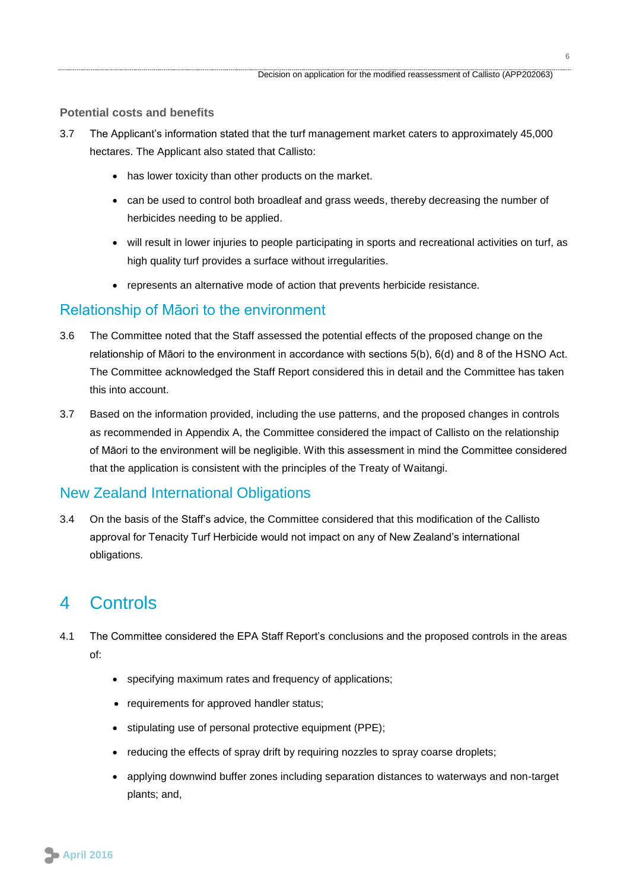### Potential costs and benefits

3.7 The Applicant's information stated that the turf management market caters to approximately 45,000 hectares. The Applicant also stated that Callisto:

- has lower toxicity than other products on the market.
- can be used to control both broadleaf and grass weeds, thereby decreasing the number of herbicides needing to be applied.
- will result in lower injuries to people participating in sports and recreational activities on turf, as high quality turf provides a surface without irregularities.
- represents an alternative mode of action that prevents herbicide resistance.

## Relationship of Māori to the environment

3.6 The Committee noted that the Staff assessed the potential effects of the proposed change on the relationship of Māori to the environment in accordance with sections 5(b), 6(d) and 8 of the HSNO Act. The Committee acknowledged the Staff Report considered this in detail and the Committee has taken this into account.

3.7 Based on the information provided, including the use patterns, and the proposed changes in controls as recommended in Appendix A, the Committee considered the impact of Callisto on the relationship of Māori to the environment will be negligible. With this assessment in mind the Committee considered that the application is consistent with the principles of the Treaty of Waitangi.

## New Zealand International Obligations

3.4 On the basis of the Staff's advice, the Committee considered that this modification of the Callisto approval for Tenacity Turf Herbicide would not impact on any of New Zealand's international obligations.

# 4 Controls

4.1 The Committee considered the EPA Staff Report's conclusions and the proposed controls in the areas of:

- specifying maximum rates and frequency of applications;
- requirements for approved handler status;
- stipulating use of personal protective equipment (PPE);
- reducing the effects of spray drift by requiring nozzles to spray coarse droplets;
- applying downwind buffer zones including separation distances to waterways and non-target plants; and,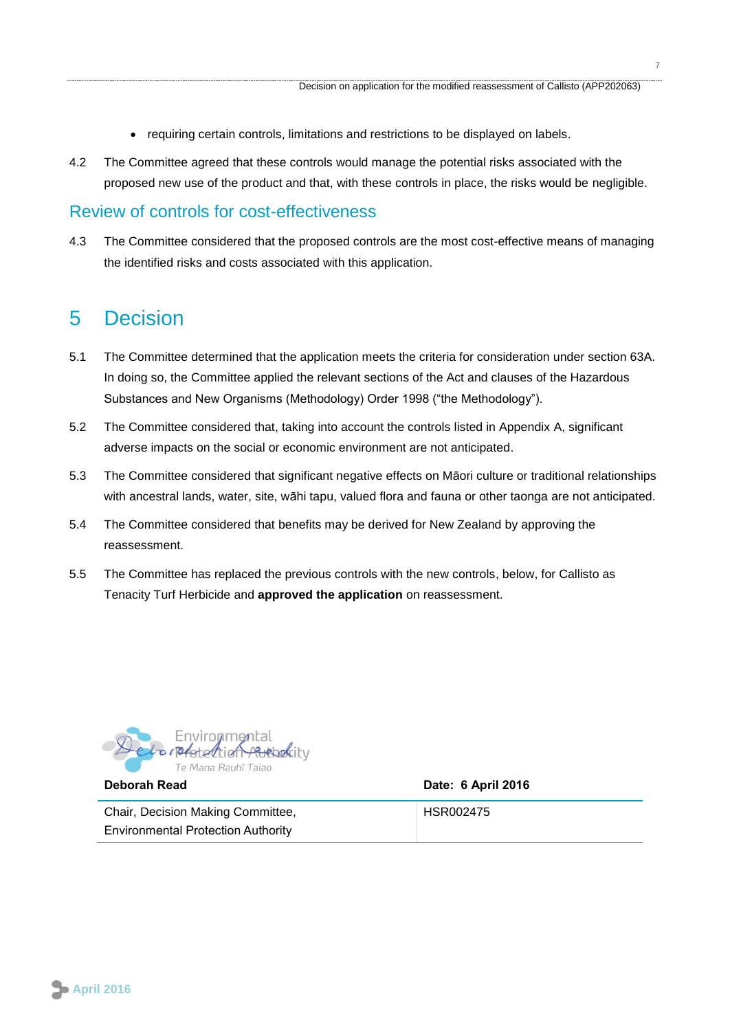- requiring certain controls, limitations and restrictions to be displayed on labels.

4.2 The Committee agreed that these controls would manage the potential risks associated with the proposed new use of the product and that, with these controls in place, the risks would be negligible.

## Review of controls for cost-effectiveness

4.3 The Committee considered that the proposed controls are the most cost-effective means of managing the identified risks and costs associated with this application.

# 5 Decision

5.1 The Committee determined that the application meets the criteria for consideration under section 63A. In doing so, the Committee applied the relevant sections of the Act and clauses of the Hazardous Substances and New Organisms (Methodology) Order 1998 ("the Methodology").

5.2 The Committee considered that, taking into account the controls listed in Appendix A, significant adverse impacts on the social or economic environment are not anticipated.

5.3 The Committee considered that significant negative effects on Māori culture or traditional relationships with ancestral lands, water, site, wāhi tapu, valued flora and fauna or other taonga are not anticipated.

5.4 The Committee considered that benefits may be derived for New Zealand by approving the reassessment.

5.5 The Committee has replaced the previous controls with the new controls, below, for Callisto as Tenacity Turf Herbicide and **approved the application** on reassessment.

Environmental Protection Authority
Te Mana Rauhī Taiao

| **Deborah Read** | **Date: 6 April 2016** |
| --- | --- |
| Chair, Decision Making Committee, Environmental Protection Authority | HSR002475 |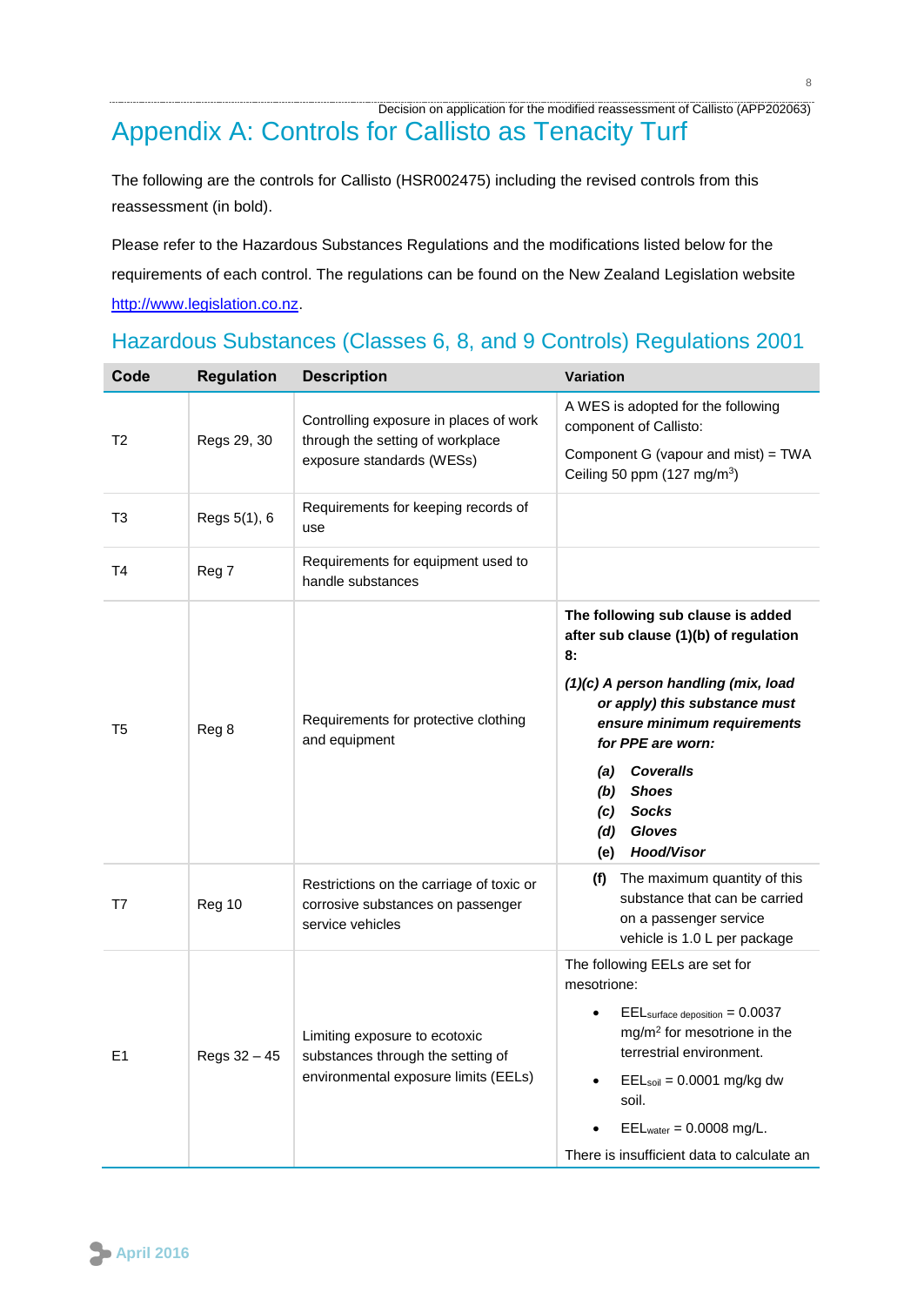# Appendix A: Controls for Callisto as Tenacity Turf

The following are the controls for Callisto (HSR002475) including the revised controls from this reassessment (in bold).

Please refer to the Hazardous Substances Regulations and the modifications listed below for the requirements of each control. The regulations can be found on the New Zealand Legislation website http://www.legislation.co.nz.

## Hazardous Substances (Classes 6, 8, and 9 Controls) Regulations 2001

| Code | Regulation | Description | Variation |
|---|---|---|---|
| T2 | Regs 29, 30 | Controlling exposure in places of work through the setting of workplace exposure standards (WESs) | A WES is adopted for the following component of Callisto: <br> Component G (vapour and mist) = TWA Ceiling 50 ppm (127 mg/m$^3$) |
| T3 | Regs 5(1), 6 | Requirements for keeping records of use | |
| T4 | Reg 7 | Requirements for equipment used to handle substances | |
| T5 | Reg 8 | Requirements for protective clothing and equipment | **The following sub clause is added after sub clause (1)(b) of regulation 8:** <br> ***(1)(c) A person handling (mix, load or apply) this substance must ensure minimum requirements for PPE are worn:*** <br> ***(a) Coveralls*** <br> ***(b) Shoes*** <br> ***(c) Socks*** <br> ***(d) Gloves*** <br> ***(e) Hood/Visor*** |
| T7 | Reg 10 | Restrictions on the carriage of toxic or corrosive substances on passenger service vehicles | **(f)** The maximum quantity of this substance that can be carried on a passenger service vehicle is 1.0 L per package |
| E1 | Regs 32 – 45 | Limiting exposure to ecotoxic substances through the setting of environmental exposure limits (EELs) | The following EELs are set for mesotrione: <br> • $EEL_{surface\ deposition}$ = 0.0037 mg/m$^2$ for mesotrione in the terrestrial environment. <br> • $EEL_{soil}$ = 0.0001 mg/kg dw soil. <br> • $EEL_{water}$ = 0.0008 mg/L. <br> There is insufficient data to calculate an |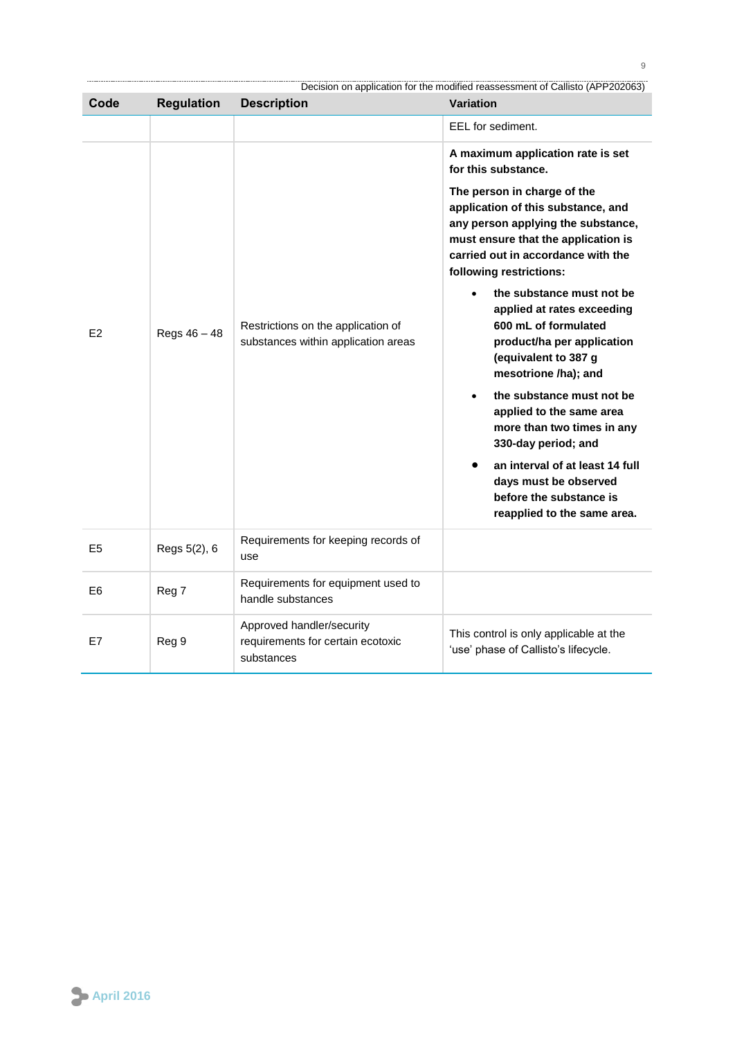| Code | Regulation | Description | Variation |
|---|---|---|---|
| | | | EEL for sediment. |
| E2 | Regs 46 – 48 | Restrictions on the application of substances within application areas | **A maximum application rate is set for this substance.** **The person in charge of the application of this substance, and any person applying the substance, must ensure that the application is carried out in accordance with the following restrictions:** • **the substance must not be applied at rates exceeding 600 mL of formulated product/ha per application (equivalent to 387 g mesotrione /ha); and** • **the substance must not be applied to the same area more than two times in any 330-day period; and** • **an interval of at least 14 full days must be observed before the substance is reapplied to the same area.** |
| E5 | Regs 5(2), 6 | Requirements for keeping records of use | |
| E6 | Reg 7 | Requirements for equipment used to handle substances | |
| E7 | Reg 9 | Approved handler/security requirements for certain ecotoxic substances | This control is only applicable at the 'use' phase of Callisto's lifecycle. |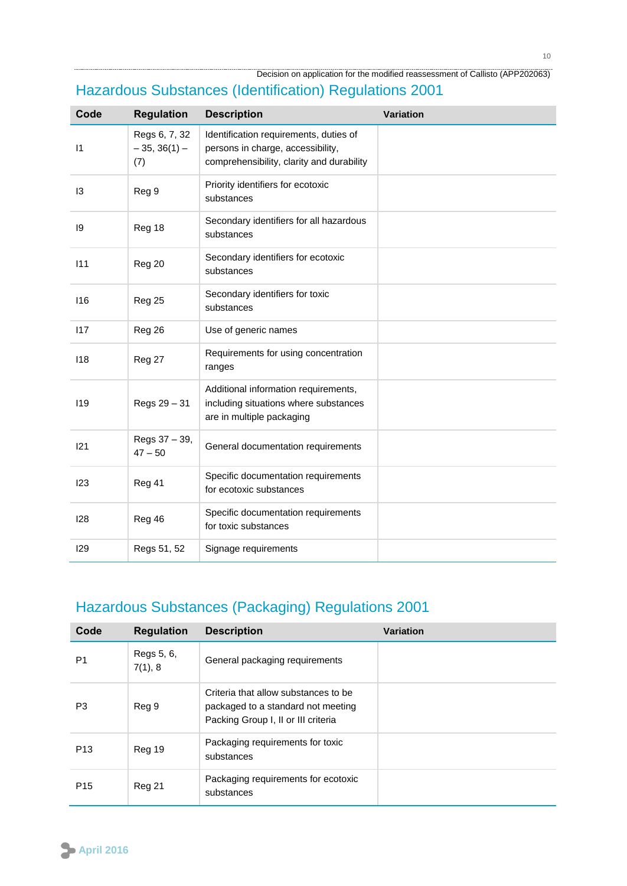## Hazardous Substances (Identification) Regulations 2001

| Code | Regulation | Description | Variation |
|---|---|---|---|
| I1 | Regs 6, 7, 32 – 35, 36(1) – (7) | Identification requirements, duties of persons in charge, accessibility, comprehensibility, clarity and durability | |
| I3 | Reg 9 | Priority identifiers for ecotoxic substances | |
| I9 | Reg 18 | Secondary identifiers for all hazardous substances | |
| I11 | Reg 20 | Secondary identifiers for ecotoxic substances | |
| I16 | Reg 25 | Secondary identifiers for toxic substances | |
| I17 | Reg 26 | Use of generic names | |
| I18 | Reg 27 | Requirements for using concentration ranges | |
| I19 | Regs 29 – 31 | Additional information requirements, including situations where substances are in multiple packaging | |
| I21 | Regs 37 – 39, 47 – 50 | General documentation requirements | |
| I23 | Reg 41 | Specific documentation requirements for ecotoxic substances | |
| I28 | Reg 46 | Specific documentation requirements for toxic substances | |
| I29 | Regs 51, 52 | Signage requirements | |

## Hazardous Substances (Packaging) Regulations 2001

| Code | Regulation | Description | Variation |
|---|---|---|---|
| P1 | Regs 5, 6, 7(1), 8 | General packaging requirements | |
| P3 | Reg 9 | Criteria that allow substances to be packaged to a standard not meeting Packing Group I, II or III criteria | |
| P13 | Reg 19 | Packaging requirements for toxic substances | |
| P15 | Reg 21 | Packaging requirements for ecotoxic substances | |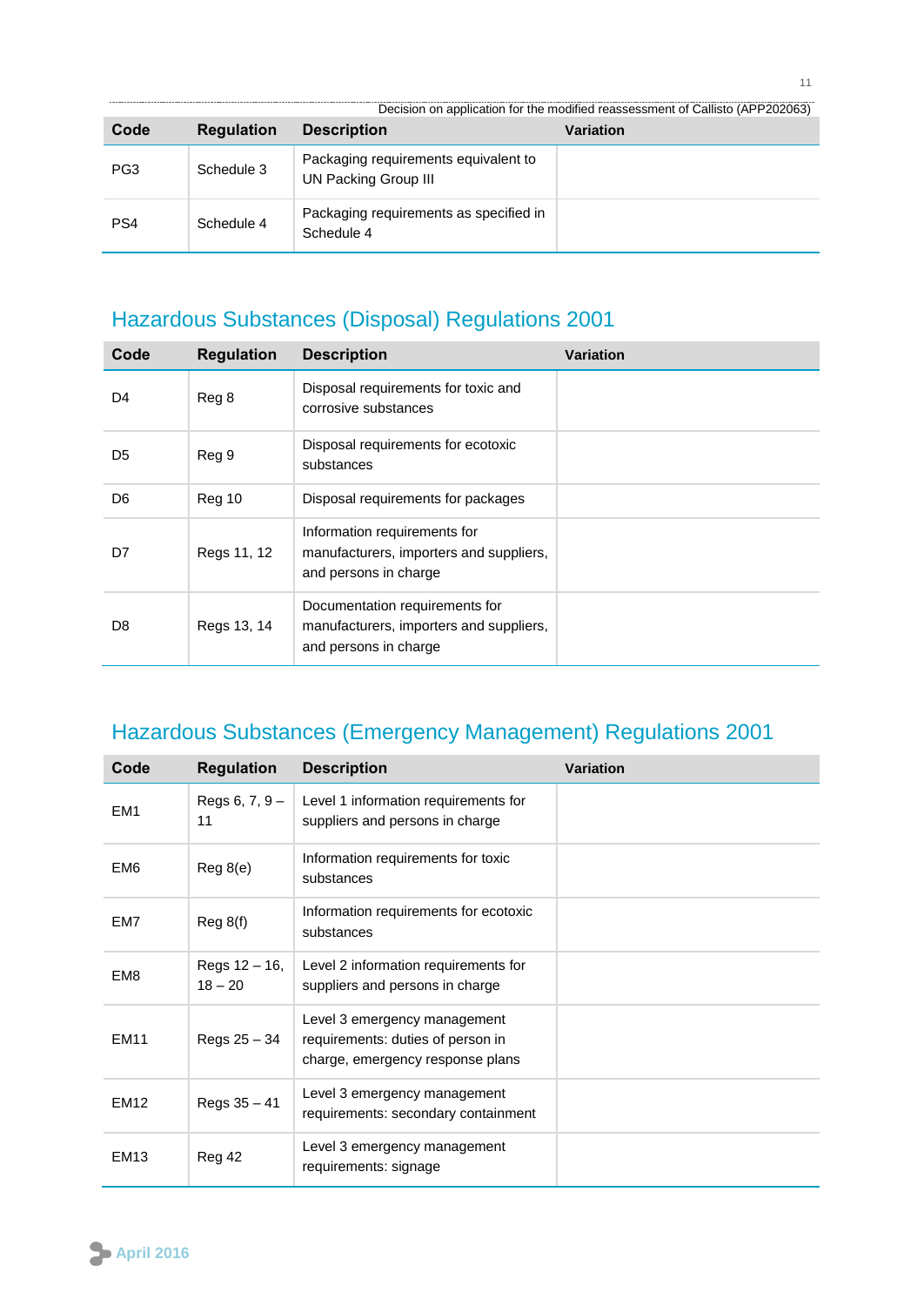| Code | Regulation | Description | Variation |
|---|---|---|---|
| PG3 | Schedule 3 | Packaging requirements equivalent to UN Packing Group III | |
| PS4 | Schedule 4 | Packaging requirements as specified in Schedule 4 | |

## Hazardous Substances (Disposal) Regulations 2001

| Code | Regulation | Description | Variation |
|---|---|---|---|
| D4 | Reg 8 | Disposal requirements for toxic and corrosive substances | |
| D5 | Reg 9 | Disposal requirements for ecotoxic substances | |
| D6 | Reg 10 | Disposal requirements for packages | |
| D7 | Regs 11, 12 | Information requirements for manufacturers, importers and suppliers, and persons in charge | |
| D8 | Regs 13, 14 | Documentation requirements for manufacturers, importers and suppliers, and persons in charge | |

## Hazardous Substances (Emergency Management) Regulations 2001

| Code | Regulation | Description | Variation |
|---|---|---|---|
| EM1 | Regs 6, 7, 9 – 11 | Level 1 information requirements for suppliers and persons in charge | |
| EM6 | Reg 8(e) | Information requirements for toxic substances | |
| EM7 | Reg 8(f) | Information requirements for ecotoxic substances | |
| EM8 | Regs 12 – 16, 18 – 20 | Level 2 information requirements for suppliers and persons in charge | |
| EM11 | Regs 25 – 34 | Level 3 emergency management requirements: duties of person in charge, emergency response plans | |
| EM12 | Regs 35 – 41 | Level 3 emergency management requirements: secondary containment | |
| EM13 | Reg 42 | Level 3 emergency management requirements: signage | |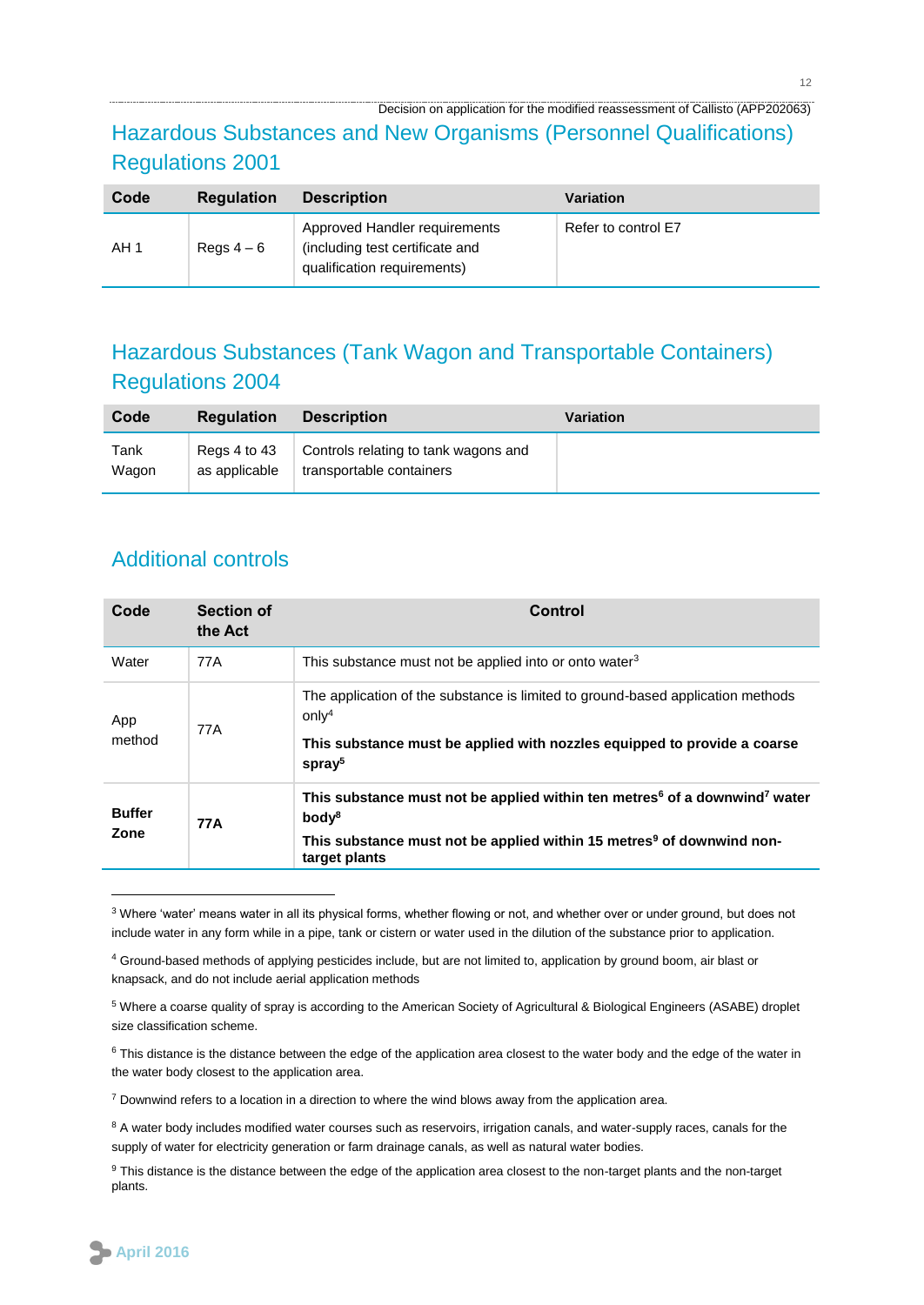## Hazardous Substances and New Organisms (Personnel Qualifications) Regulations 2001

| Code | Regulation | Description | Variation |
|---|---|---|---|
| AH 1 | Regs 4 – 6 | Approved Handler requirements (including test certificate and qualification requirements) | Refer to control E7 |

## Hazardous Substances (Tank Wagon and Transportable Containers) Regulations 2004

| Code | Regulation | Description | Variation |
|---|---|---|---|
| Tank Wagon | Regs 4 to 43 as applicable | Controls relating to tank wagons and transportable containers | |

## Additional controls

| Code | Section of the Act | Control |
|---|---|---|
| Water | 77A | This substance must not be applied into or onto water[3] |
| App method | 77A | The application of the substance is limited to ground-based application methods only[4] **This substance must be applied with nozzles equipped to provide a coarse spray[5]** |
| **Buffer Zone** | **77A** | **This substance must not be applied within ten metres[6] of a downwind[7] water body[8]** **This substance must not be applied within 15 metres[9] of downwind non-target plants** |

[3] Where 'water' means water in all its physical forms, whether flowing or not, and whether over or under ground, but does not include water in any form while in a pipe, tank or cistern or water used in the dilution of the substance prior to application.

[4] Ground-based methods of applying pesticides include, but are not limited to, application by ground boom, air blast or knapsack, and do not include aerial application methods

[5] Where a coarse quality of spray is according to the American Society of Agricultural & Biological Engineers (ASABE) droplet size classification scheme.

[6] This distance is the distance between the edge of the application area closest to the water body and the edge of the water in the water body closest to the application area.

[7] Downwind refers to a location in a direction to where the wind blows away from the application area.

[8] A water body includes modified water courses such as reservoirs, irrigation canals, and water-supply races, canals for the supply of water for electricity generation or farm drainage canals, as well as natural water bodies.

[9] This distance is the distance between the edge of the application area closest to the non-target plants and the non-target plants.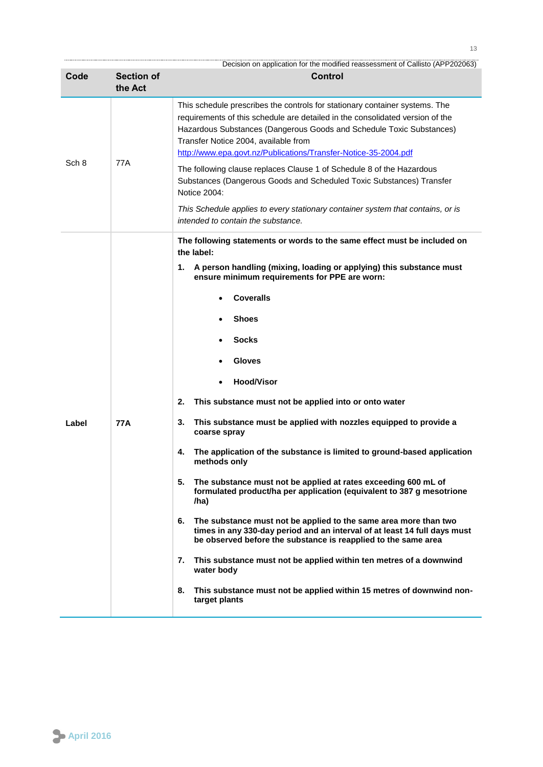| Code | Section of the Act | Control |
|---|---|---|
| Sch 8 | 77A | This schedule prescribes the controls for stationary container systems. The requirements of this schedule are detailed in the consolidated version of the Hazardous Substances (Dangerous Goods and Schedule Toxic Substances) Transfer Notice 2004, available from http://www.epa.govt.nz/Publications/Transfer-Notice-35-2004.pdf<br><br>The following clause replaces Clause 1 of Schedule 8 of the Hazardous Substances (Dangerous Goods and Scheduled Toxic Substances) Transfer Notice 2004:<br><br>*This Schedule applies to every stationary container system that contains, or is intended to contain the substance.* |
| **Label** | **77A** | **The following statements or words to the same effect must be included on the label:**<br><br>**1. A person handling (mixing, loading or applying) this substance must ensure minimum requirements for PPE are worn:**<br>• **Coveralls**<br>• **Shoes**<br>• **Socks**<br>• **Gloves**<br>• **Hood/Visor**<br><br>**2. This substance must not be applied into or onto water**<br><br>**3. This substance must be applied with nozzles equipped to provide a coarse spray**<br><br>**4. The application of the substance is limited to ground-based application methods only**<br><br>**5. The substance must not be applied at rates exceeding 600 mL of formulated product/ha per application (equivalent to 387 g mesotrione /ha)**<br><br>**6. The substance must not be applied to the same area more than two times in any 330-day period and an interval of at least 14 full days must be observed before the substance is reapplied to the same area**<br><br>**7. This substance must not be applied within ten metres of a downwind water body**<br><br>**8. This substance must not be applied within 15 metres of downwind non-target plants** |